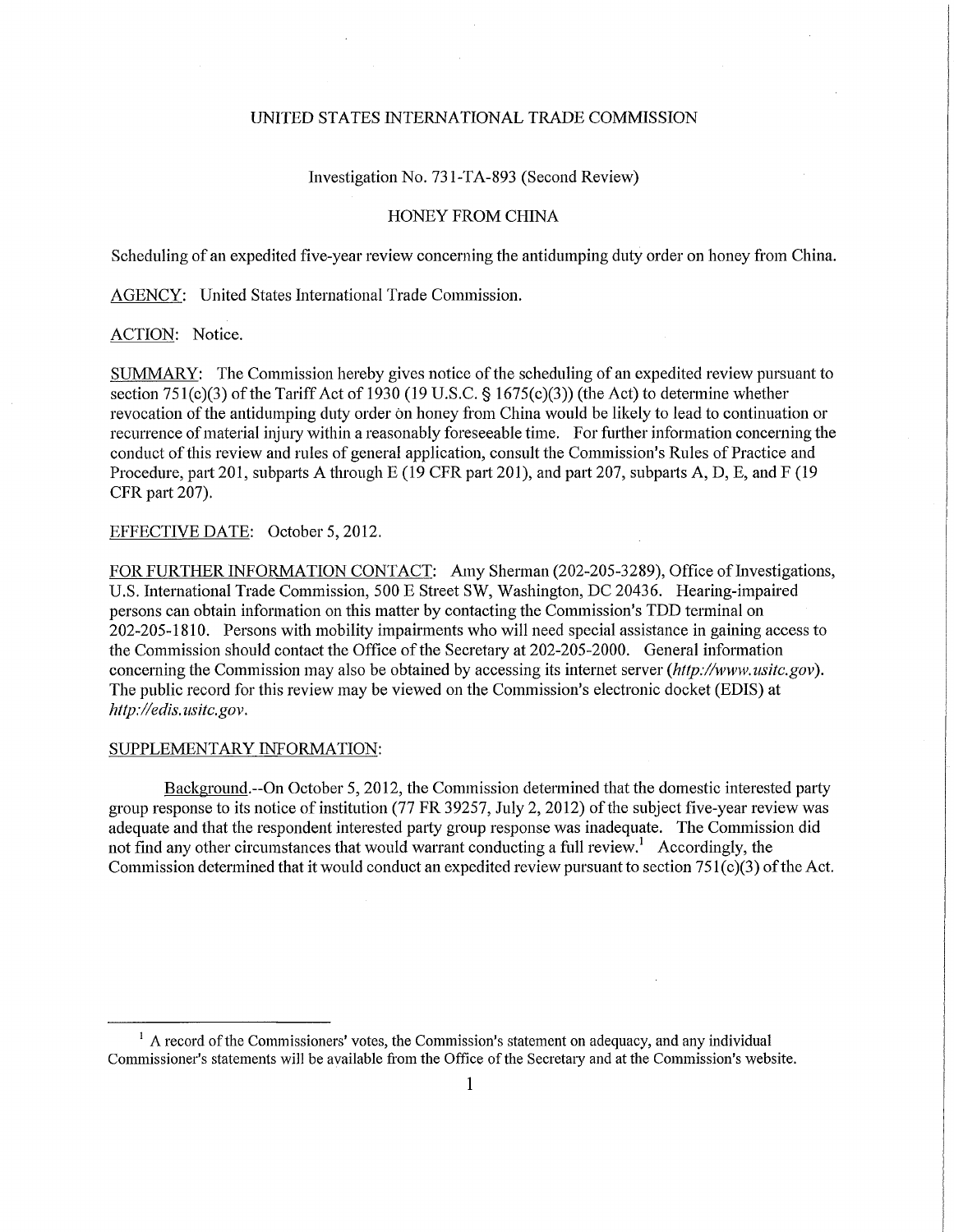UNITED STATES INTERNATIONAL TRADE COMMISSION

Investigation No. 731-TA-893 (Second Review)

HONEY FROM CHINA

Scheduling of an expedited five-year review concerning the antidumping duty order on honey from China.

AGENCY: United States International Trade Commission.

ACTION: Notice.

SUMMARY: The Commission hereby gives notice of the scheduling of an expedited review pursuant to section 751(c)(3) of the Tariff Act of 1930 (19 U.S.C. § 1675(c)(3)) (the Act) to determine whether revocation of the antidumping duty order on honey from China would be likely to lead to continuation or recurrence of material injury within a reasonably foreseeable time. For further information concerning the conduct of this review and rules of general application, consult the Commission's Rules of Practice and Procedure, part 201, subparts A through E (19 CFR part 201), and part 207, subparts A, D, E, and F (19 CFR part 207).

EFFECTIVE DATE: October 5, 2012.

FOR FURTHER INFORMATION CONTACT: Amy Sherman (202-205-3289), Office of Investigations, U.S. International Trade Commission, 500 E Street SW, Washington, DC 20436. Hearing-impaired persons can obtain information on this matter by contacting the Commission's TDD terminal on 202-205-1810. Persons with mobility impairments who will need special assistance in gaining access to the Commission should contact the Office of the Secretary at 202-205-2000. General information concerning the Commission may also be obtained by accessing its internet server (*http://www.usitc.gov*). The public record for this review may be viewed on the Commission's electronic docket (EDIS) at *http://edis.usitc.gov*.

SUPPLEMENTARY INFORMATION:

Background.--On October 5, 2012, the Commission determined that the domestic interested party group response to its notice of institution (77 FR 39257, July 2, 2012) of the subject five-year review was adequate and that the respondent interested party group response was inadequate. The Commission did not find any other circumstances that would warrant conducting a full review.[1] Accordingly, the Commission determined that it would conduct an expedited review pursuant to section 751(c)(3) of the Act.

[1] A record of the Commissioners' votes, the Commission's statement on adequacy, and any individual Commissioner's statements will be available from the Office of the Secretary and at the Commission's website.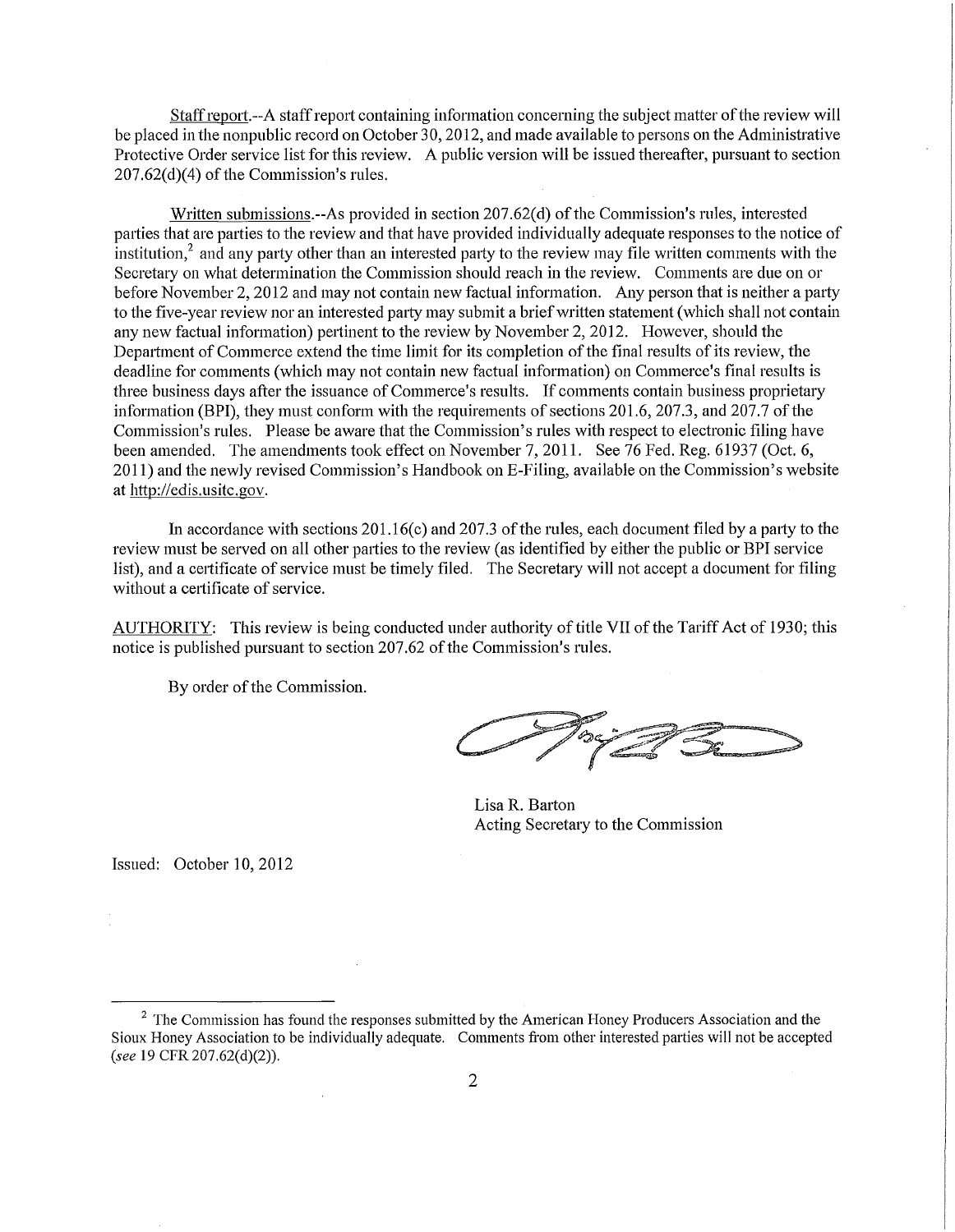Staff report.--A staff report containing information concerning the subject matter of the review will be placed in the nonpublic record on October 30, 2012, and made available to persons on the Administrative Protective Order service list for this review. A public version will be issued thereafter, pursuant to section 207.62(d)(4) of the Commission's rules.

Written submissions.--As provided in section 207.62(d) of the Commission's rules, interested parties that are parties to the review and that have provided individually adequate responses to the notice of institution,[2] and any party other than an interested party to the review may file written comments with the Secretary on what determination the Commission should reach in the review. Comments are due on or before November 2, 2012 and may not contain new factual information. Any person that is neither a party to the five-year review nor an interested party may submit a brief written statement (which shall not contain any new factual information) pertinent to the review by November 2, 2012. However, should the Department of Commerce extend the time limit for its completion of the final results of its review, the deadline for comments (which may not contain new factual information) on Commerce's final results is three business days after the issuance of Commerce's results. If comments contain business proprietary information (BPI), they must conform with the requirements of sections 201.6, 207.3, and 207.7 of the Commission's rules. Please be aware that the Commission's rules with respect to electronic filing have been amended. The amendments took effect on November 7, 2011. See 76 Fed. Reg. 61937 (Oct. 6, 2011) and the newly revised Commission's Handbook on E-Filing, available on the Commission's website at http://edis.usitc.gov.

In accordance with sections 201.16(c) and 207.3 of the rules, each document filed by a party to the review must be served on all other parties to the review (as identified by either the public or BPI service list), and a certificate of service must be timely filed. The Secretary will not accept a document for filing without a certificate of service.

AUTHORITY: This review is being conducted under authority of title VII of the Tariff Act of 1930; this notice is published pursuant to section 207.62 of the Commission's rules.

By order of the Commission.

Lisa R. Barton
Acting Secretary to the Commission

Issued: October 10, 2012

[2] The Commission has found the responses submitted by the American Honey Producers Association and the Sioux Honey Association to be individually adequate. Comments from other interested parties will not be accepted (*see* 19 CFR 207.62(d)(2)).